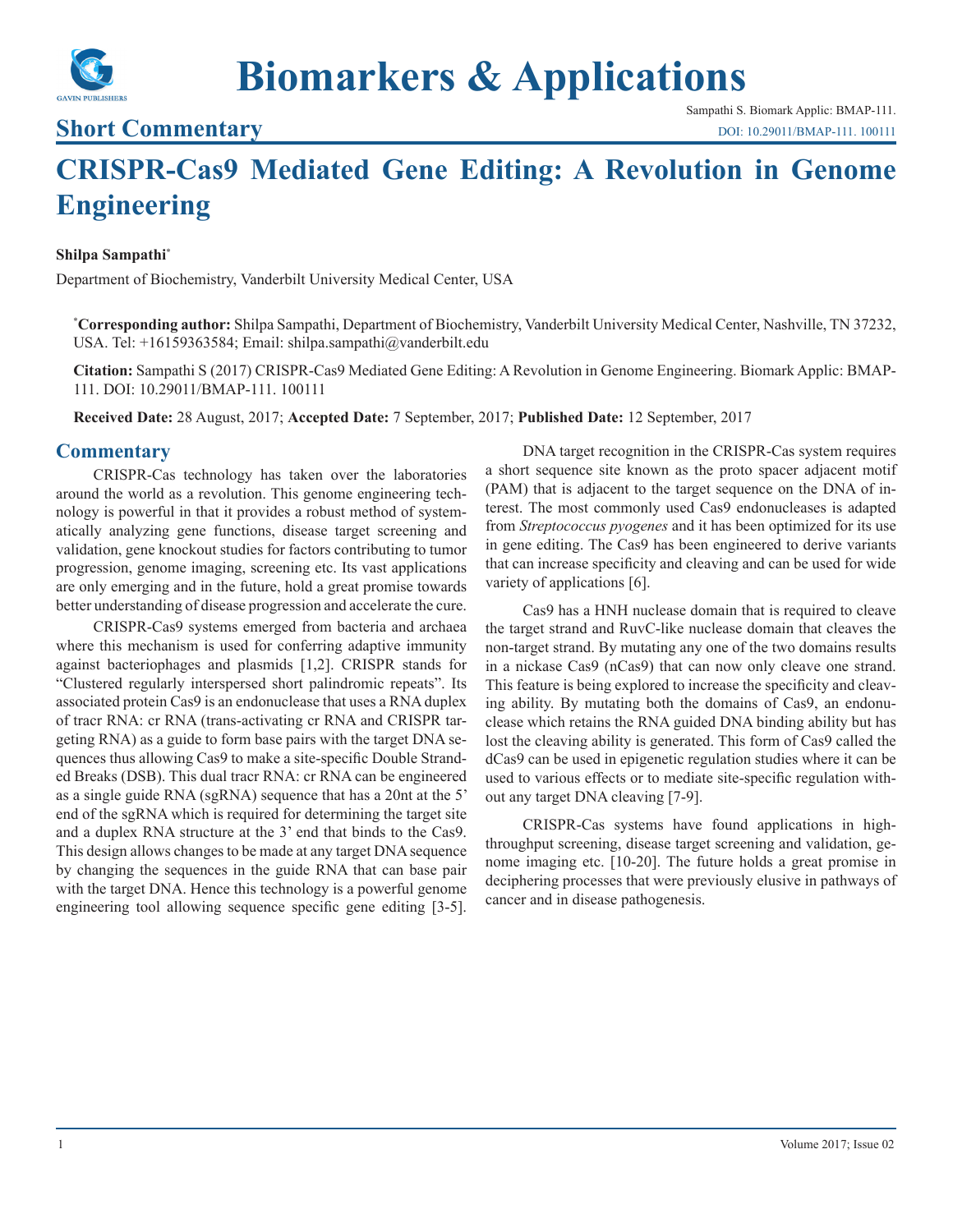**Short Commentary**

# CRISPR-Cas9 Mediated Gene Editing: A Revolution in Genome Engineering

**Shilpa Sampathi***

Department of Biochemistry, Vanderbilt University Medical Center, USA

***Corresponding author:** Shilpa Sampathi, Department of Biochemistry, Vanderbilt University Medical Center, Nashville, TN 37232, USA. Tel: +16159363584; Email: shilpa.sampathi@vanderbilt.edu

**Citation:** Sampathi S (2017) CRISPR-Cas9 Mediated Gene Editing: A Revolution in Genome Engineering. Biomark Applic: BMAP-111. DOI: 10.29011/BMAP-111. 100111

**Received Date:** 28 August, 2017; **Accepted Date:** 7 September, 2017; **Published Date:** 12 September, 2017

## Commentary

CRISPR-Cas technology has taken over the laboratories around the world as a revolution. This genome engineering technology is powerful in that it provides a robust method of systematically analyzing gene functions, disease target screening and validation, gene knockout studies for factors contributing to tumor progression, genome imaging, screening etc. Its vast applications are only emerging and in the future, hold a great promise towards better understanding of disease progression and accelerate the cure.

CRISPR-Cas9 systems emerged from bacteria and archaea where this mechanism is used for conferring adaptive immunity against bacteriophages and plasmids [1,2]. CRISPR stands for "Clustered regularly interspersed short palindromic repeats". Its associated protein Cas9 is an endonuclease that uses a RNA duplex of tracr RNA: cr RNA (trans-activating cr RNA and CRISPR targeting RNA) as a guide to form base pairs with the target DNA sequences thus allowing Cas9 to make a site-specific Double Stranded Breaks (DSB). This dual tracr RNA: cr RNA can be engineered as a single guide RNA (sgRNA) sequence that has a 20nt at the 5' end of the sgRNA which is required for determining the target site and a duplex RNA structure at the 3' end that binds to the Cas9. This design allows changes to be made at any target DNA sequence by changing the sequences in the guide RNA that can base pair with the target DNA. Hence this technology is a powerful genome engineering tool allowing sequence specific gene editing [3-5].

DNA target recognition in the CRISPR-Cas system requires a short sequence site known as the proto spacer adjacent motif (PAM) that is adjacent to the target sequence on the DNA of interest. The most commonly used Cas9 endonucleases is adapted from *Streptococcus pyogenes* and it has been optimized for its use in gene editing. The Cas9 has been engineered to derive variants that can increase specificity and cleaving and can be used for wide variety of applications [6].

Cas9 has a HNH nuclease domain that is required to cleave the target strand and RuvC-like nuclease domain that cleaves the non-target strand. By mutating any one of the two domains results in a nickase Cas9 (nCas9) that can now only cleave one strand. This feature is being explored to increase the specificity and cleaving ability. By mutating both the domains of Cas9, an endonuclease which retains the RNA guided DNA binding ability but has lost the cleaving ability is generated. This form of Cas9 called the dCas9 can be used in epigenetic regulation studies where it can be used to various effects or to mediate site-specific regulation without any target DNA cleaving [7-9].

CRISPR-Cas systems have found applications in high-throughput screening, disease target screening and validation, genome imaging etc. [10-20]. The future holds a great promise in deciphering processes that were previously elusive in pathways of cancer and in disease pathogenesis.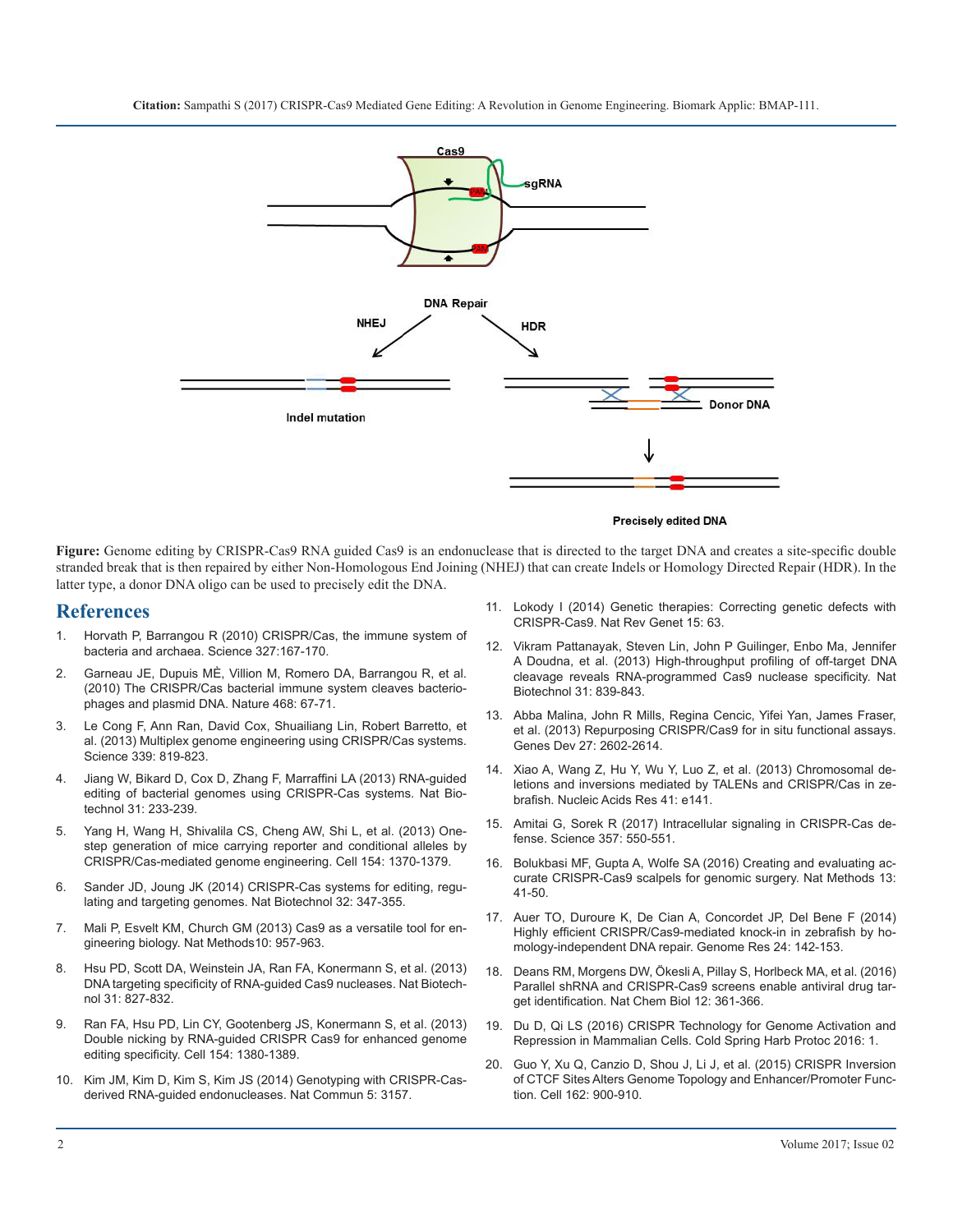Cas9

sgRNA

PAM

PAM

DNA Repair

NHEJ

HDR

Indel mutation

Donor DNA

Precisely edited DNA

**Figure:** Genome editing by CRISPR-Cas9 RNA guided Cas9 is an endonuclease that is directed to the target DNA and creates a site-specific double stranded break that is then repaired by either Non-Homologous End Joining (NHEJ) that can create Indels or Homology Directed Repair (HDR). In the latter type, a donor DNA oligo can be used to precisely edit the DNA.

## References

1. Horvath P, Barrangou R (2010) CRISPR/Cas, the immune system of bacteria and archaea. Science 327:167-170.
2. Garneau JE, Dupuis MÈ, Villion M, Romero DA, Barrangou R, et al. (2010) The CRISPR/Cas bacterial immune system cleaves bacteriophages and plasmid DNA. Nature 468: 67-71.
3. Le Cong F, Ann Ran, David Cox, Shuailiang Lin, Robert Barretto, et al. (2013) Multiplex genome engineering using CRISPR/Cas systems. Science 339: 819-823.
4. Jiang W, Bikard D, Cox D, Zhang F, Marraffini LA (2013) RNA-guided editing of bacterial genomes using CRISPR-Cas systems. Nat Biotechnol 31: 233-239.
5. Yang H, Wang H, Shivalila CS, Cheng AW, Shi L, et al. (2013) One-step generation of mice carrying reporter and conditional alleles by CRISPR/Cas-mediated genome engineering. Cell 154: 1370-1379.
6. Sander JD, Joung JK (2014) CRISPR-Cas systems for editing, regulating and targeting genomes. Nat Biotechnol 32: 347-355.
7. Mali P, Esvelt KM, Church GM (2013) Cas9 as a versatile tool for engineering biology. Nat Methods10: 957-963.
8. Hsu PD, Scott DA, Weinstein JA, Ran FA, Konermann S, et al. (2013) DNA targeting specificity of RNA-guided Cas9 nucleases. Nat Biotechnol 31: 827-832.
9. Ran FA, Hsu PD, Lin CY, Gootenberg JS, Konermann S, et al. (2013) Double nicking by RNA-guided CRISPR Cas9 for enhanced genome editing specificity. Cell 154: 1380-1389.
10. Kim JM, Kim D, Kim S, Kim JS (2014) Genotyping with CRISPR-Cas-derived RNA-guided endonucleases. Nat Commun 5: 3157.
11. Lokody I (2014) Genetic therapies: Correcting genetic defects with CRISPR-Cas9. Nat Rev Genet 15: 63.
12. Vikram Pattanayak, Steven Lin, John P Guilinger, Enbo Ma, Jennifer A Doudna, et al. (2013) High-throughput profiling of off-target DNA cleavage reveals RNA-programmed Cas9 nuclease specificity. Nat Biotechnol 31: 839-843.
13. Abba Malina, John R Mills, Regina Cencic, Yifei Yan, James Fraser, et al. (2013) Repurposing CRISPR/Cas9 for in situ functional assays. Genes Dev 27: 2602-2614.
14. Xiao A, Wang Z, Hu Y, Wu Y, Luo Z, et al. (2013) Chromosomal deletions and inversions mediated by TALENs and CRISPR/Cas in zebrafish. Nucleic Acids Res 41: e141.
15. Amitai G, Sorek R (2017) Intracellular signaling in CRISPR-Cas defense. Science 357: 550-551.
16. Bolukbasi MF, Gupta A, Wolfe SA (2016) Creating and evaluating accurate CRISPR-Cas9 scalpels for genomic surgery. Nat Methods 13: 41-50.
17. Auer TO, Duroure K, De Cian A, Concordet JP, Del Bene F (2014) Highly efficient CRISPR/Cas9-mediated knock-in in zebrafish by homology-independent DNA repair. Genome Res 24: 142-153.
18. Deans RM, Morgens DW, Ökesli A, Pillay S, Horlbeck MA, et al. (2016) Parallel shRNA and CRISPR-Cas9 screens enable antiviral drug target identification. Nat Chem Biol 12: 361-366.
19. Du D, Qi LS (2016) CRISPR Technology for Genome Activation and Repression in Mammalian Cells. Cold Spring Harb Protoc 2016: 1.
20. Guo Y, Xu Q, Canzio D, Shou J, Li J, et al. (2015) CRISPR Inversion of CTCF Sites Alters Genome Topology and Enhancer/Promoter Function. Cell 162: 900-910.